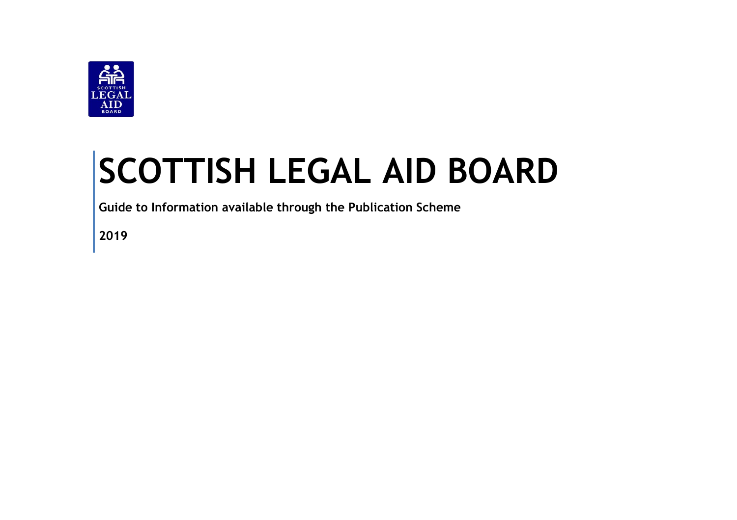# SCOTTISH LEGAL AID BOARD

**Guide to Information available through the Publication Scheme**

**2019**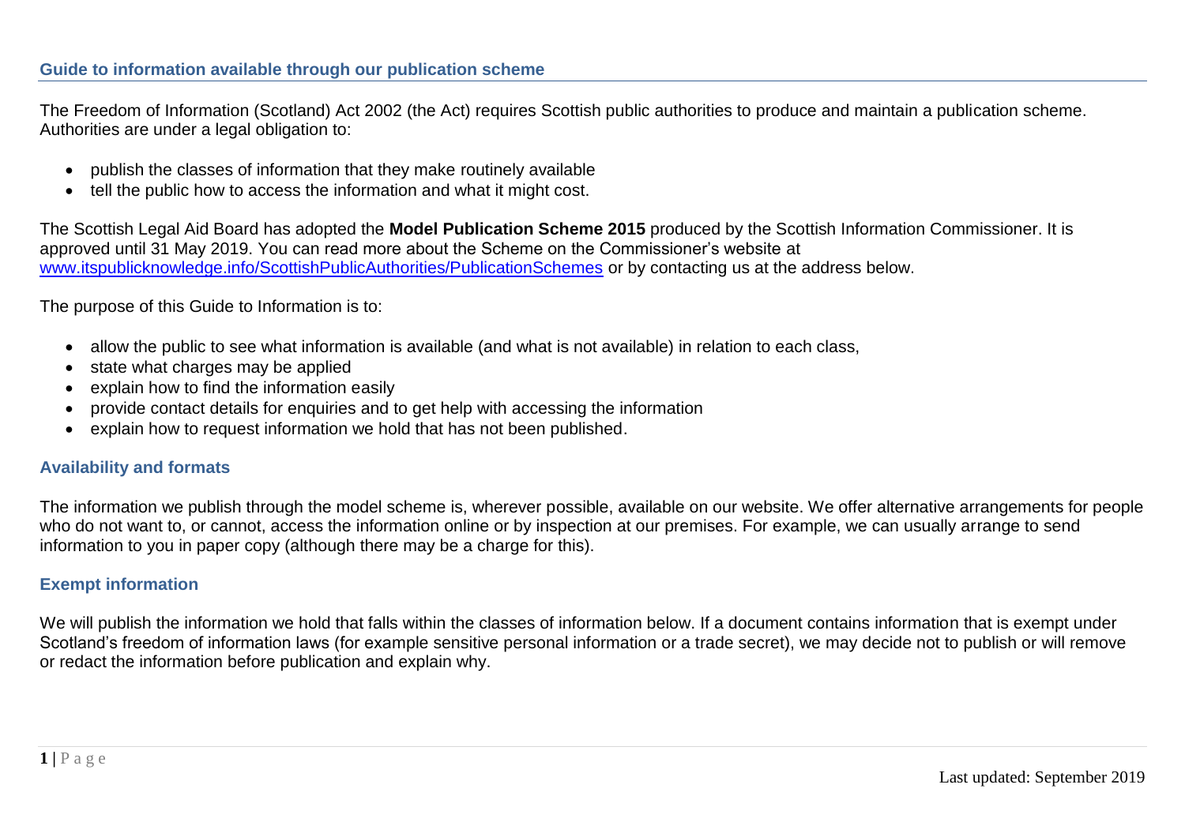## Guide to information available through our publication scheme

The Freedom of Information (Scotland) Act 2002 (the Act) requires Scottish public authorities to produce and maintain a publication scheme. Authorities are under a legal obligation to:

- publish the classes of information that they make routinely available
- tell the public how to access the information and what it might cost.

The Scottish Legal Aid Board has adopted the **Model Publication Scheme 2015** produced by the Scottish Information Commissioner. It is approved until 31 May 2019. You can read more about the Scheme on the Commissioner's website at [www.itspublicknowledge.info/ScottishPublicAuthorities/PublicationSchemes](http://www.itspublicknowledge.info/ScottishPublicAuthorities/PublicationSchemes) or by contacting us at the address below.

The purpose of this Guide to Information is to:

- allow the public to see what information is available (and what is not available) in relation to each class,
- state what charges may be applied
- explain how to find the information easily
- provide contact details for enquiries and to get help with accessing the information
- explain how to request information we hold that has not been published.

### Availability and formats

The information we publish through the model scheme is, wherever possible, available on our website. We offer alternative arrangements for people who do not want to, or cannot, access the information online or by inspection at our premises. For example, we can usually arrange to send information to you in paper copy (although there may be a charge for this).

### Exempt information

We will publish the information we hold that falls within the classes of information below. If a document contains information that is exempt under Scotland's freedom of information laws (for example sensitive personal information or a trade secret), we may decide not to publish or will remove or redact the information before publication and explain why.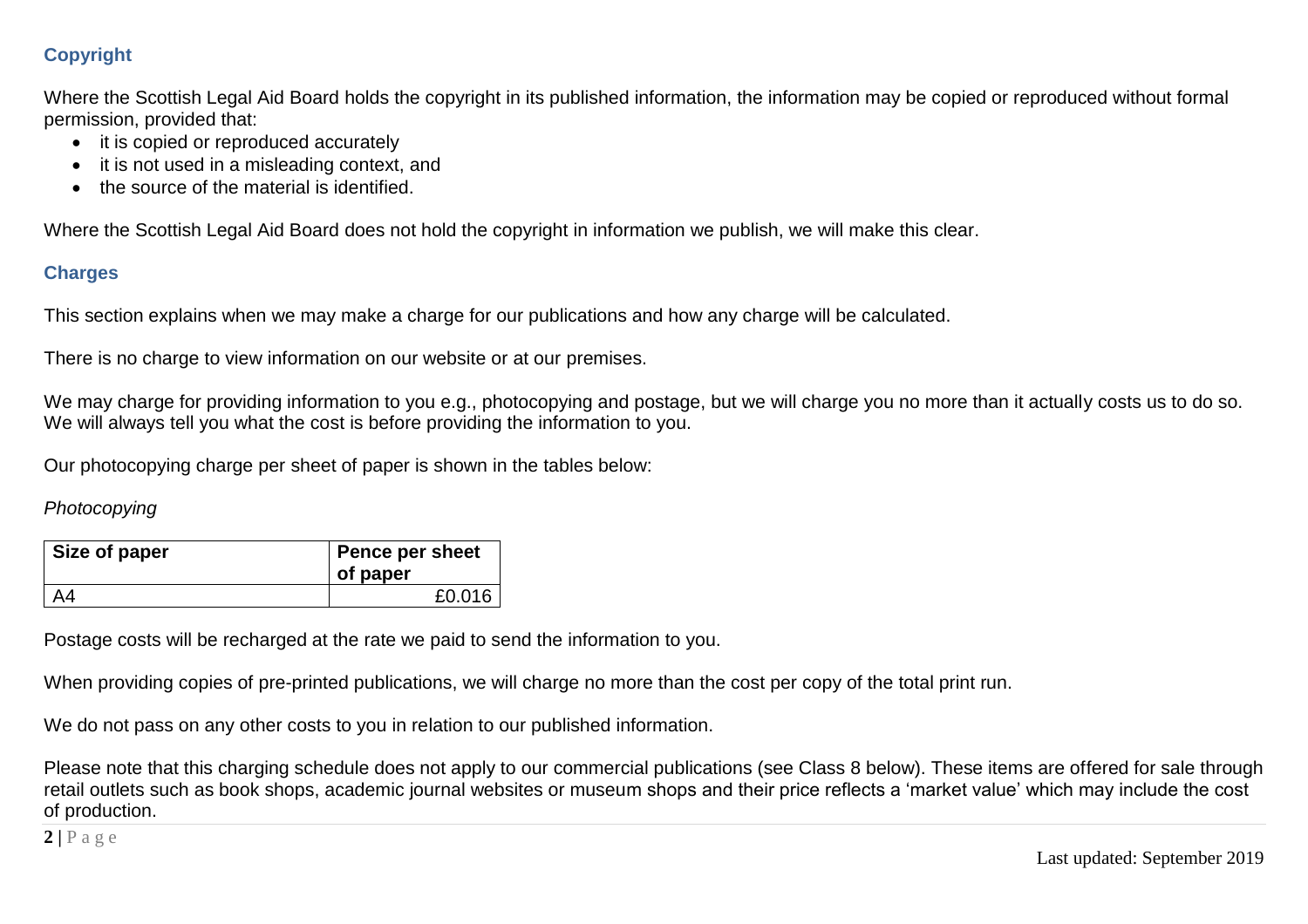## Copyright

Where the Scottish Legal Aid Board holds the copyright in its published information, the information may be copied or reproduced without formal permission, provided that:

- it is copied or reproduced accurately
- it is not used in a misleading context, and
- the source of the material is identified.

Where the Scottish Legal Aid Board does not hold the copyright in information we publish, we will make this clear.

## Charges

This section explains when we may make a charge for our publications and how any charge will be calculated.

There is no charge to view information on our website or at our premises.

We may charge for providing information to you e.g., photocopying and postage, but we will charge you no more than it actually costs us to do so. We will always tell you what the cost is before providing the information to you.

Our photocopying charge per sheet of paper is shown in the tables below:

*Photocopying*

| Size of paper | Pence per sheet of paper |
|---|---|
| A4 | £0.016 |

Postage costs will be recharged at the rate we paid to send the information to you.

When providing copies of pre-printed publications, we will charge no more than the cost per copy of the total print run.

We do not pass on any other costs to you in relation to our published information.

Please note that this charging schedule does not apply to our commercial publications (see Class 8 below). These items are offered for sale through retail outlets such as book shops, academic journal websites or museum shops and their price reflects a 'market value' which may include the cost of production.

Last updated: September 2019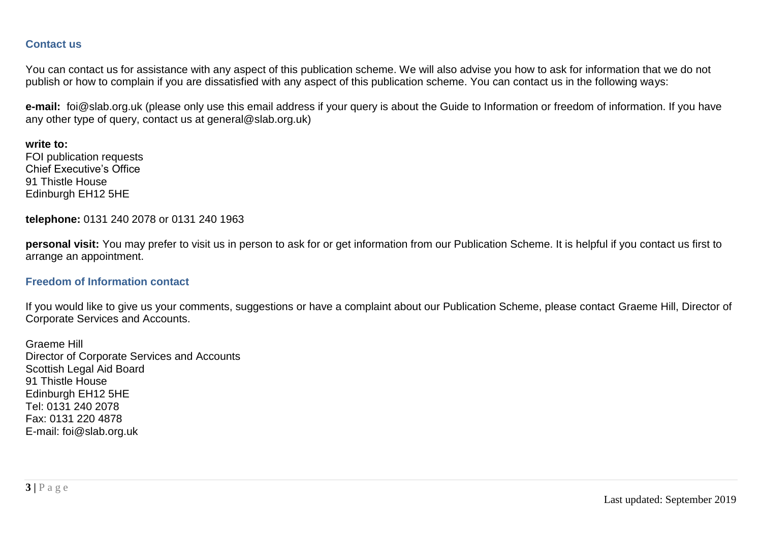## Contact us

You can contact us for assistance with any aspect of this publication scheme. We will also advise you how to ask for information that we do not publish or how to complain if you are dissatisfied with any aspect of this publication scheme. You can contact us in the following ways:

**e-mail:** foi@slab.org.uk (please only use this email address if your query is about the Guide to Information or freedom of information. If you have any other type of query, contact us at general@slab.org.uk)

**write to:**
FOI publication requests
Chief Executive's Office
91 Thistle House
Edinburgh EH12 5HE

**telephone:** 0131 240 2078 or 0131 240 1963

**personal visit:** You may prefer to visit us in person to ask for or get information from our Publication Scheme. It is helpful if you contact us first to arrange an appointment.

## Freedom of Information contact

If you would like to give us your comments, suggestions or have a complaint about our Publication Scheme, please contact Graeme Hill, Director of Corporate Services and Accounts.

Graeme Hill
Director of Corporate Services and Accounts
Scottish Legal Aid Board
91 Thistle House
Edinburgh EH12 5HE
Tel: 0131 240 2078
Fax: 0131 220 4878
E-mail: foi@slab.org.uk

Last updated: September 2019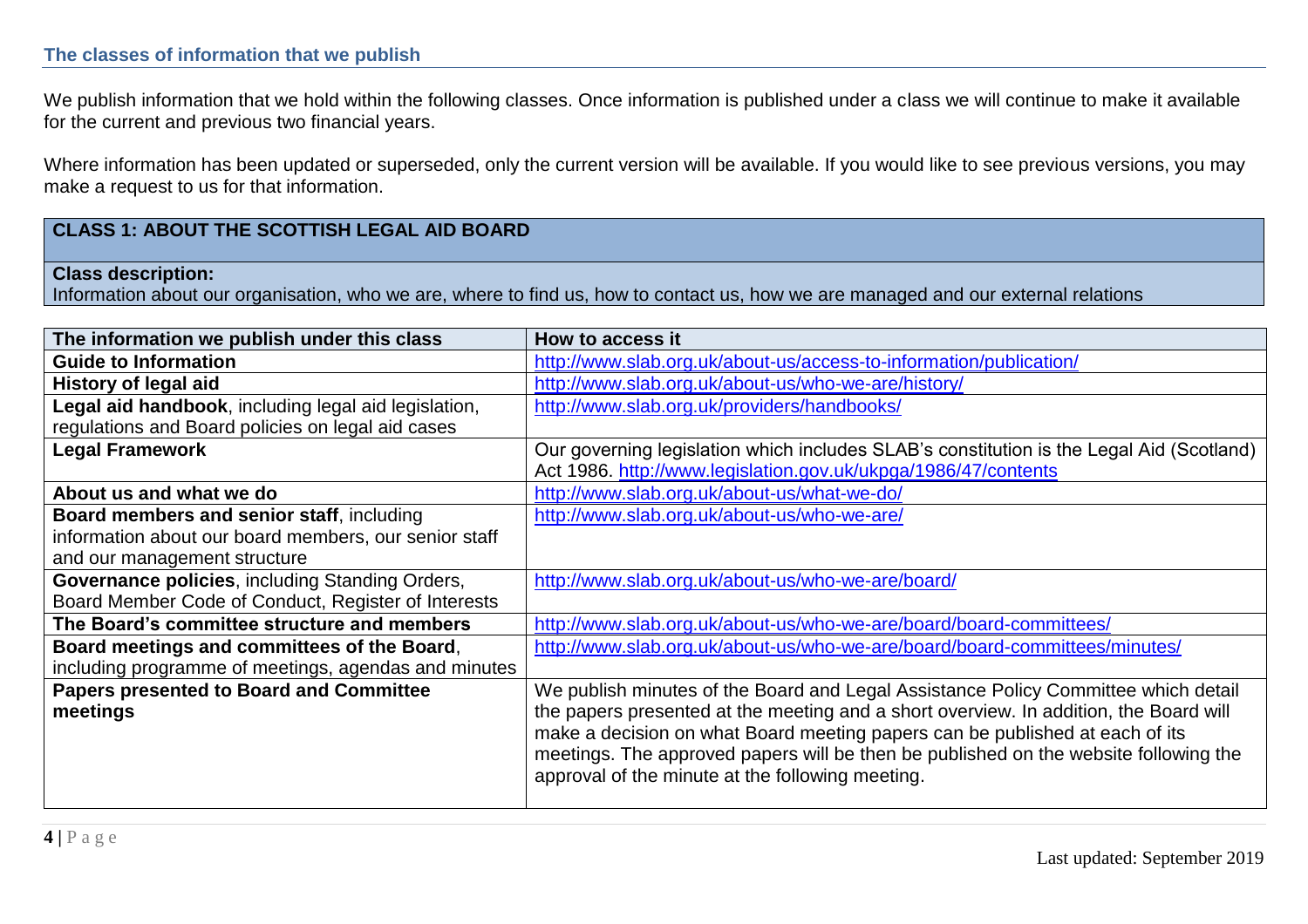## The classes of information that we publish

We publish information that we hold within the following classes. Once information is published under a class we will continue to make it available for the current and previous two financial years.

Where information has been updated or superseded, only the current version will be available. If you would like to see previous versions, you may make a request to us for that information.

| CLASS 1: ABOUT THE SCOTTISH LEGAL AID BOARD |
|---|
| **Class description:** Information about our organisation, who we are, where to find us, how to contact us, how we are managed and our external relations |

| The information we publish under this class | How to access it |
|---|---|
| **Guide to Information** | http://www.slab.org.uk/about-us/access-to-information/publication/ |
| **History of legal aid** | http://www.slab.org.uk/about-us/who-we-are/history/ |
| **Legal aid handbook**, including legal aid legislation, regulations and Board policies on legal aid cases | http://www.slab.org.uk/providers/handbooks/ |
| **Legal Framework** | Our governing legislation which includes SLAB's constitution is the Legal Aid (Scotland) Act 1986. http://www.legislation.gov.uk/ukpga/1986/47/contents |
| **About us and what we do** | http://www.slab.org.uk/about-us/what-we-do/ |
| **Board members and senior staff**, including information about our board members, our senior staff and our management structure | http://www.slab.org.uk/about-us/who-we-are/ |
| **Governance policies**, including Standing Orders, Board Member Code of Conduct, Register of Interests | http://www.slab.org.uk/about-us/who-we-are/board/ |
| **The Board's committee structure and members** | http://www.slab.org.uk/about-us/who-we-are/board/board-committees/ |
| **Board meetings and committees of the Board**, including programme of meetings, agendas and minutes | http://www.slab.org.uk/about-us/who-we-are/board/board-committees/minutes/ |
| **Papers presented to Board and Committee meetings** | We publish minutes of the Board and Legal Assistance Policy Committee which detail the papers presented at the meeting and a short overview. In addition, the Board will make a decision on what Board meeting papers can be published at each of its meetings. The approved papers will be then be published on the website following the approval of the minute at the following meeting. |

Last updated: September 2019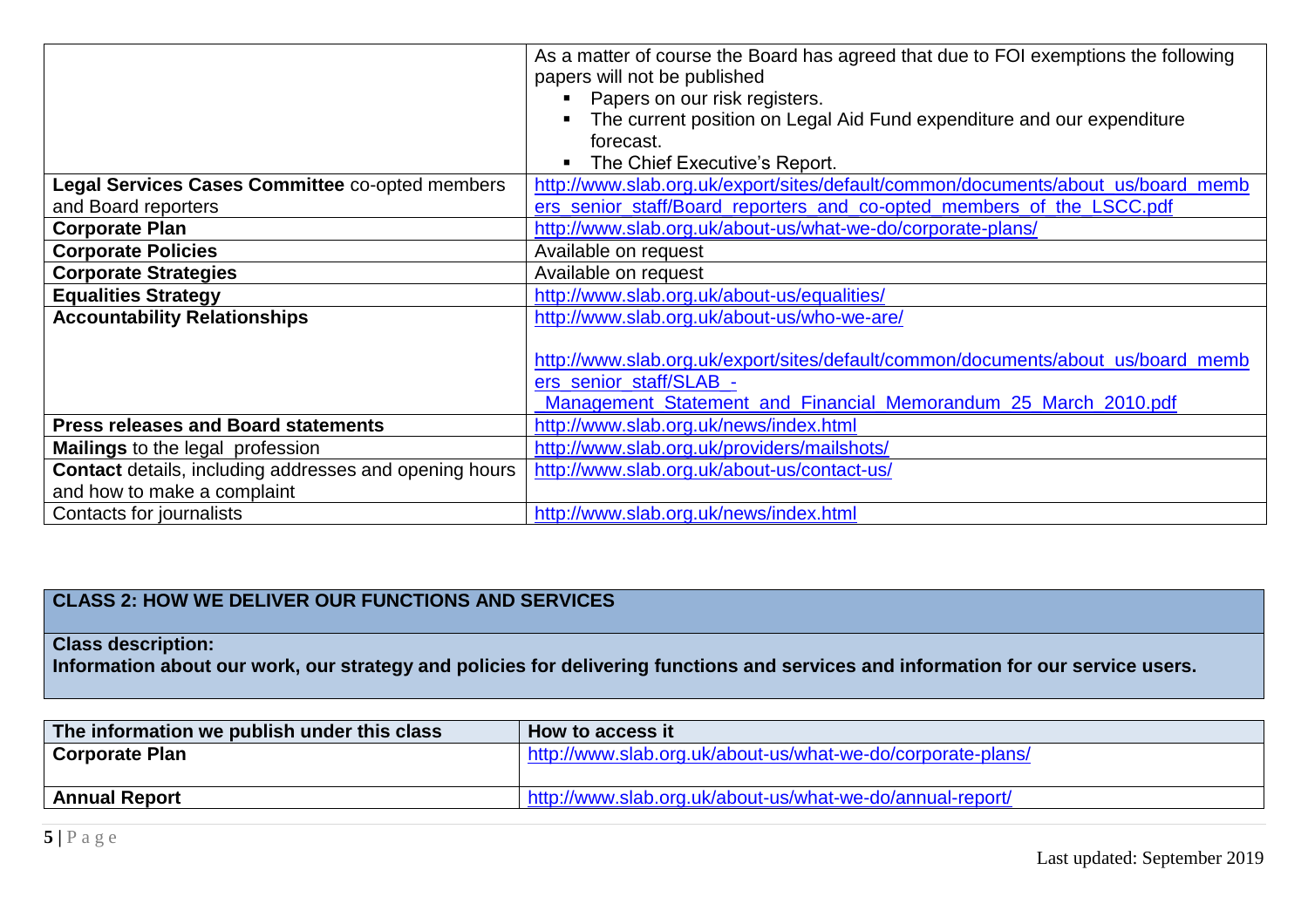| | |
|---|---|
| | As a matter of course the Board has agreed that due to FOI exemptions the following papers will not be published<br>▪ Papers on our risk registers.<br>▪ The current position on Legal Aid Fund expenditure and our expenditure forecast.<br>▪ The Chief Executive's Report. |
| **Legal Services Cases Committee** co-opted members and Board reporters | http://www.slab.org.uk/export/sites/default/common/documents/about_us/board_members_senior_staff/Board_reporters_and_co-opted_members_of_the_LSCC.pdf |
| **Corporate Plan** | http://www.slab.org.uk/about-us/what-we-do/corporate-plans/ |
| **Corporate Policies** | Available on request |
| **Corporate Strategies** | Available on request |
| **Equalities Strategy** | http://www.slab.org.uk/about-us/equalities/ |
| **Accountability Relationships** | http://www.slab.org.uk/about-us/who-we-are/<br><br>http://www.slab.org.uk/export/sites/default/common/documents/about_us/board_members_senior_staff/SLAB_-_Management_Statement_and_Financial_Memorandum_25_March_2010.pdf |
| **Press releases and Board statements** | http://www.slab.org.uk/news/index.html |
| **Mailings** to the legal profession | http://www.slab.org.uk/providers/mailshots/ |
| **Contact** details, including addresses and opening hours and how to make a complaint | http://www.slab.org.uk/about-us/contact-us/ |
| Contacts for journalists | http://www.slab.org.uk/news/index.html |

## CLASS 2: HOW WE DELIVER OUR FUNCTIONS AND SERVICES

**Class description:**
**Information about our work, our strategy and policies for delivering functions and services and information for our service users.**

| The information we publish under this class | How to access it |
|---|---|
| **Corporate Plan** | http://www.slab.org.uk/about-us/what-we-do/corporate-plans/ |
| **Annual Report** | http://www.slab.org.uk/about-us/what-we-do/annual-report/ |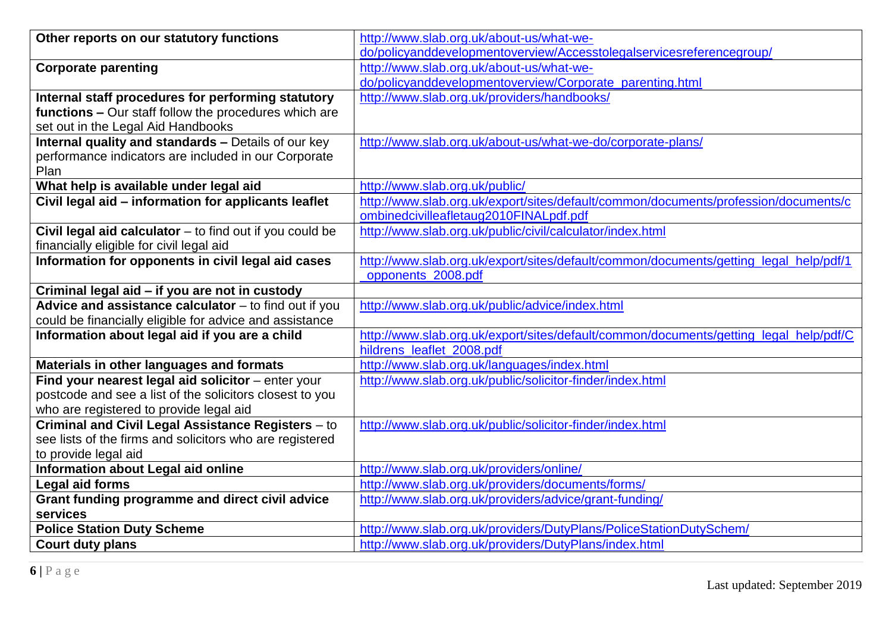| | |
|---|---|
| **Other reports on our statutory functions** | http://www.slab.org.uk/about-us/what-we-do/policyanddevelopmentoverview/Accesstolegalservicesreferencegroup/ |
| **Corporate parenting** | http://www.slab.org.uk/about-us/what-we-do/policyanddevelopmentoverview/Corporate_parenting.html |
| **Internal staff procedures for performing statutory functions –** Our staff follow the procedures which are set out in the Legal Aid Handbooks | http://www.slab.org.uk/providers/handbooks/ |
| **Internal quality and standards –** Details of our key performance indicators are included in our Corporate Plan | http://www.slab.org.uk/about-us/what-we-do/corporate-plans/ |
| **What help is available under legal aid** | http://www.slab.org.uk/public/ |
| **Civil legal aid – information for applicants leaflet** | http://www.slab.org.uk/export/sites/default/common/documents/profession/documents/combinedcivilleafletaug2010FINALpdf.pdf |
| **Civil legal aid calculator** – to find out if you could be financially eligible for civil legal aid | http://www.slab.org.uk/public/civil/calculator/index.html |
| **Information for opponents in civil legal aid cases** | http://www.slab.org.uk/export/sites/default/common/documents/getting_legal_help/pdf/1_opponents_2008.pdf |
| **Criminal legal aid – if you are not in custody** | |
| **Advice and assistance calculator** – to find out if you could be financially eligible for advice and assistance | http://www.slab.org.uk/public/advice/index.html |
| **Information about legal aid if you are a child** | http://www.slab.org.uk/export/sites/default/common/documents/getting_legal_help/pdf/Childrens_leaflet_2008.pdf |
| **Materials in other languages and formats** | http://www.slab.org.uk/languages/index.html |
| **Find your nearest legal aid solicitor** – enter your postcode and see a list of the solicitors closest to you who are registered to provide legal aid | http://www.slab.org.uk/public/solicitor-finder/index.html |
| **Criminal and Civil Legal Assistance Registers** – to see lists of the firms and solicitors who are registered to provide legal aid | http://www.slab.org.uk/public/solicitor-finder/index.html |
| **Information about Legal aid online** | http://www.slab.org.uk/providers/online/ |
| **Legal aid forms** | http://www.slab.org.uk/providers/documents/forms/ |
| **Grant funding programme and direct civil advice services** | http://www.slab.org.uk/providers/advice/grant-funding/ |
| **Police Station Duty Scheme** | http://www.slab.org.uk/providers/DutyPlans/PoliceStationDutySchem/ |
| **Court duty plans** | http://www.slab.org.uk/providers/DutyPlans/index.html |

Last updated: September 2019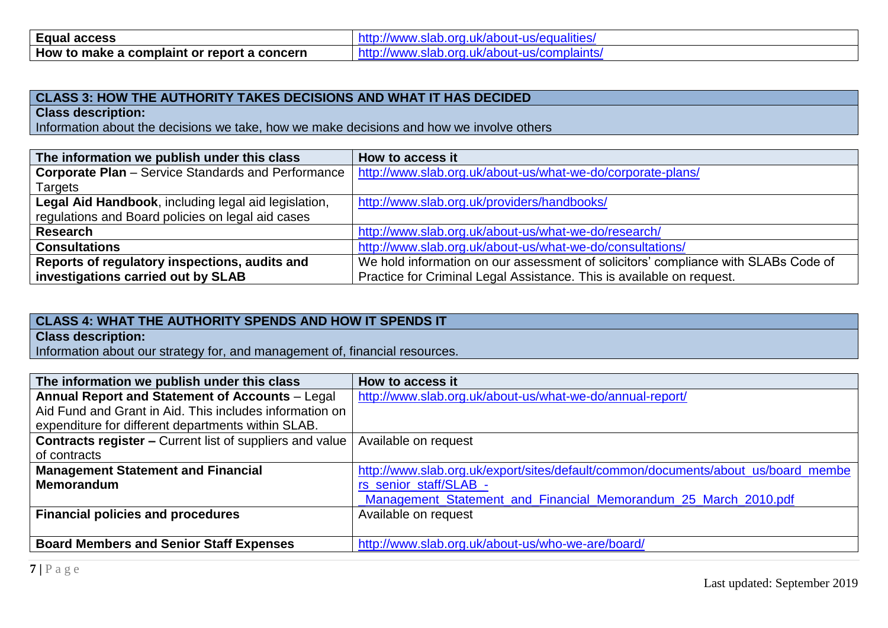| | |
|---|---|
| **Equal access** | http://www.slab.org.uk/about-us/equalities/ |
| **How to make a complaint or report a concern** | http://www.slab.org.uk/about-us/complaints/ |

| CLASS 3: HOW THE AUTHORITY TAKES DECISIONS AND WHAT IT HAS DECIDED |
|---|
| **Class description:**<br>Information about the decisions we take, how we make decisions and how we involve others |

| The information we publish under this class | How to access it |
|---|---|
| **Corporate Plan** – Service Standards and Performance Targets | http://www.slab.org.uk/about-us/what-we-do/corporate-plans/ |
| **Legal Aid Handbook**, including legal aid legislation, regulations and Board policies on legal aid cases | http://www.slab.org.uk/providers/handbooks/ |
| **Research** | http://www.slab.org.uk/about-us/what-we-do/research/ |
| **Consultations** | http://www.slab.org.uk/about-us/what-we-do/consultations/ |
| **Reports of regulatory inspections, audits and investigations carried out by SLAB** | We hold information on our assessment of solicitors' compliance with SLABs Code of Practice for Criminal Legal Assistance. This is available on request. |

| CLASS 4: WHAT THE AUTHORITY SPENDS AND HOW IT SPENDS IT |
|---|
| **Class description:**<br>Information about our strategy for, and management of, financial resources. |

| The information we publish under this class | How to access it |
|---|---|
| **Annual Report and Statement of Accounts** – Legal Aid Fund and Grant in Aid. This includes information on expenditure for different departments within SLAB. | http://www.slab.org.uk/about-us/what-we-do/annual-report/ |
| **Contracts register –** Current list of suppliers and value of contracts | Available on request |
| **Management Statement and Financial Memorandum** | http://www.slab.org.uk/export/sites/default/common/documents/about_us/board_members_senior_staff/SLAB_-_Management_Statement_and_Financial_Memorandum_25_March_2010.pdf |
| **Financial policies and procedures** | Available on request |
| **Board Members and Senior Staff Expenses** | http://www.slab.org.uk/about-us/who-we-are/board/ |

Last updated: September 2019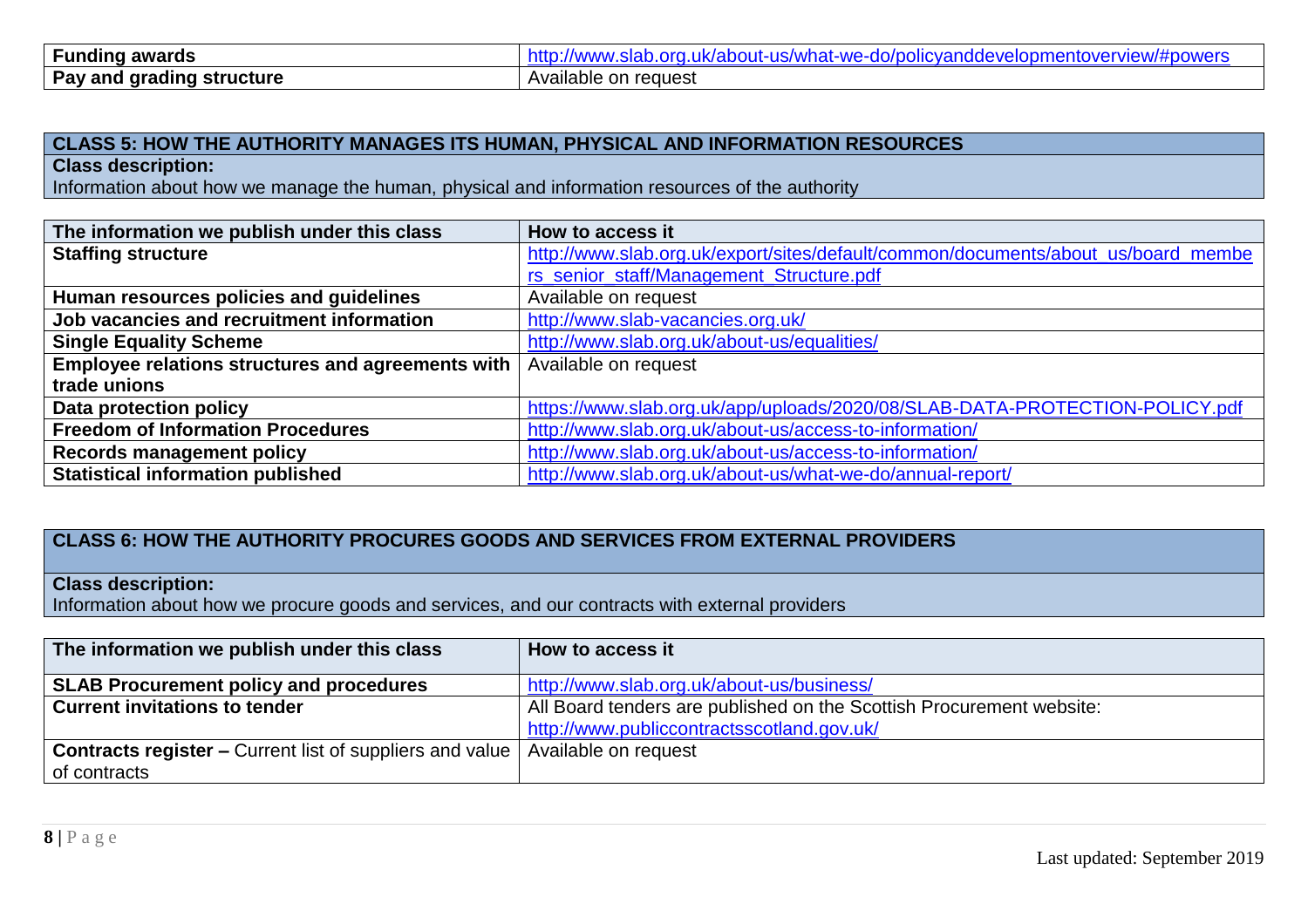| Funding awards | http://www.slab.org.uk/about-us/what-we-do/policyanddevelopmentoverview/#powers |
|---|---|
| Pay and grading structure | Available on request |

| CLASS 5: HOW THE AUTHORITY MANAGES ITS HUMAN, PHYSICAL AND INFORMATION RESOURCES |
|---|
| **Class description:**<br>Information about how we manage the human, physical and information resources of the authority |

| The information we publish under this class | How to access it |
|---|---|
| **Staffing structure** | http://www.slab.org.uk/export/sites/default/common/documents/about_us/board_members_senior_staff/Management_Structure.pdf |
| **Human resources policies and guidelines** | Available on request |
| **Job vacancies and recruitment information** | http://www.slab-vacancies.org.uk/ |
| **Single Equality Scheme** | http://www.slab.org.uk/about-us/equalities/ |
| **Employee relations structures and agreements with trade unions** | Available on request |
| **Data protection policy** | https://www.slab.org.uk/app/uploads/2020/08/SLAB-DATA-PROTECTION-POLICY.pdf |
| **Freedom of Information Procedures** | http://www.slab.org.uk/about-us/access-to-information/ |
| **Records management policy** | http://www.slab.org.uk/about-us/access-to-information/ |
| **Statistical information published** | http://www.slab.org.uk/about-us/what-we-do/annual-report/ |

| CLASS 6: HOW THE AUTHORITY PROCURES GOODS AND SERVICES FROM EXTERNAL PROVIDERS |
|---|
| **Class description:**<br>Information about how we procure goods and services, and our contracts with external providers |

| The information we publish under this class | How to access it |
|---|---|
| **SLAB Procurement policy and procedures** | http://www.slab.org.uk/about-us/business/ |
| **Current invitations to tender** | All Board tenders are published on the Scottish Procurement website: http://www.publiccontractsscotland.gov.uk/ |
| **Contracts register –** Current list of suppliers and value of contracts | Available on request |

Last updated: September 2019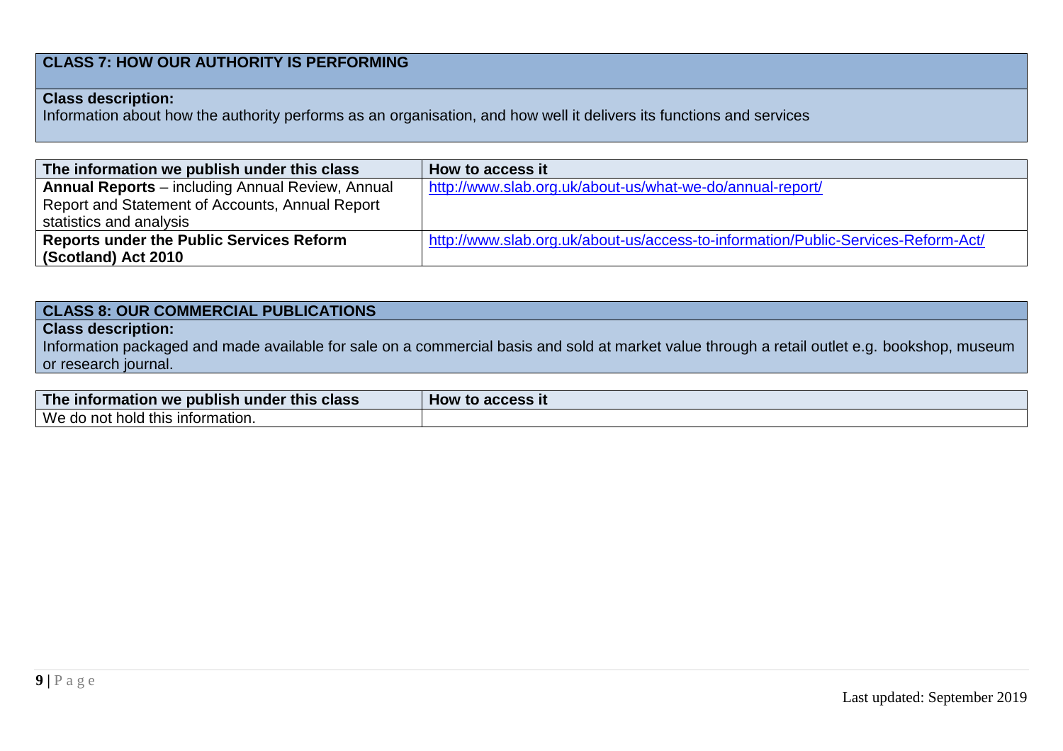## CLASS 7: HOW OUR AUTHORITY IS PERFORMING

**Class description:**
Information about how the authority performs as an organisation, and how well it delivers its functions and services

| The information we publish under this class | How to access it |
|---|---|
| **Annual Reports** – including Annual Review, Annual Report and Statement of Accounts, Annual Report statistics and analysis | http://www.slab.org.uk/about-us/what-we-do/annual-report/ |
| **Reports under the Public Services Reform (Scotland) Act 2010** | http://www.slab.org.uk/about-us/access-to-information/Public-Services-Reform-Act/ |

## CLASS 8: OUR COMMERCIAL PUBLICATIONS

**Class description:**
Information packaged and made available for sale on a commercial basis and sold at market value through a retail outlet e.g. bookshop, museum or research journal.

| The information we publish under this class | How to access it |
|---|---|
| We do not hold this information. | |

Last updated: September 2019